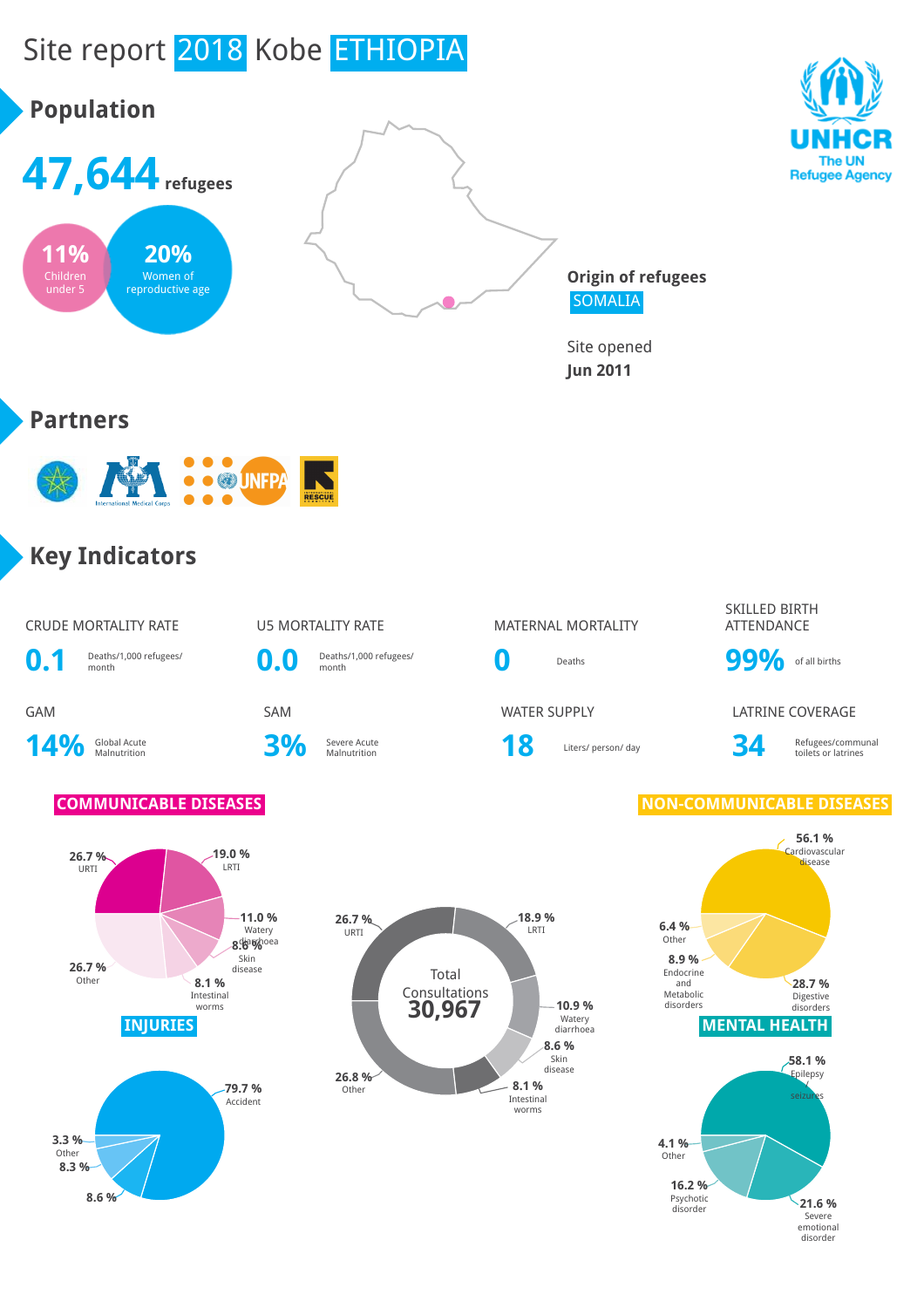# Site report 2018 Kobe ETHIOPIA

## Population

**47,644** refugees

11% Children under 5

20% Women of reproductive age

**Origin of refugees**
SOMALIA

Site opened
**Jun 2011**

## Partners

## Key Indicators

| CRUDE MORTALITY RATE | U5 MORTALITY RATE | MATERNAL MORTALITY | SKILLED BIRTH ATTENDANCE |
|---|---|---|---|
| **0.1** Deaths/1,000 refugees/ month | **0.0** Deaths/1,000 refugees/ month | **0** Deaths | **99%** of all births |

| GAM | SAM | WATER SUPPLY | LATRINE COVERAGE |
|---|---|---|---|
| **14%** Global Acute Malnutrition | **3%** Severe Acute Malnutrition | **18** Liters/ person/ day | **34** Refugees/communal toilets or latrines |

### COMMUNICABLE DISEASES

- 26.7 % URTI
- 19.0 % LRTI
- 11.0 % Watery diarrhoea
- 8.6 % Skin disease
- 8.1 % Intestinal worms
- 26.7 % Other

### Total Consultations 30,967

- 26.7 % URTI
- 18.9 % LRTI
- 10.9 % Watery diarrhoea
- 8.6 % Skin disease
- 8.1 % Intestinal worms
- 26.8 % Other

### NON-COMMUNICABLE DISEASES

- 56.1 % Cardiovascular disease
- 28.7 % Digestive disorders
- 8.9 % Endocrine and Metabolic disorders
- 6.4 % Other

### INJURIES

- 79.7 % Accident
- 8.6 %
- 8.3 %
- 3.3 % Other

### MENTAL HEALTH

- 58.1 % Epilepsy seizures
- 21.6 % Severe emotional disorder
- 16.2 % Psychotic disorder
- 4.1 % Other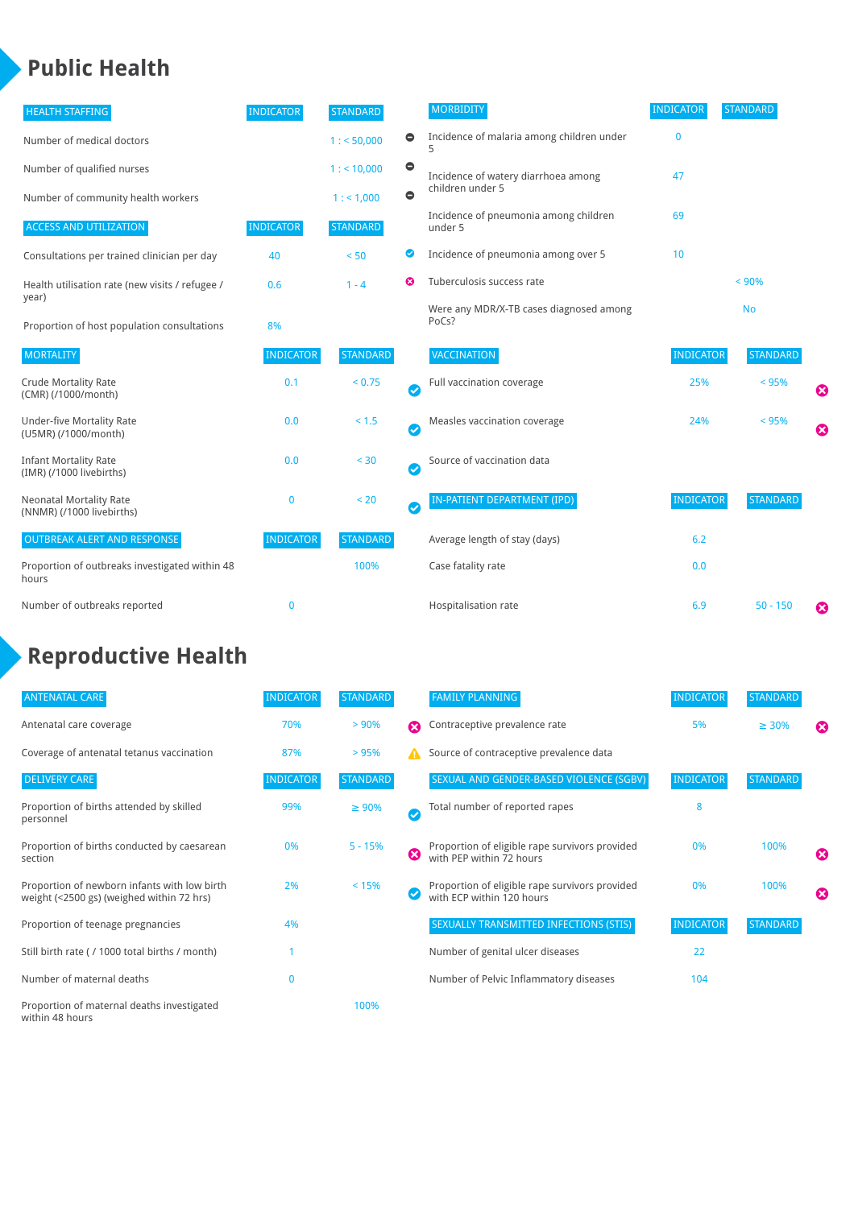# Public Health

| HEALTH STAFFING | INDICATOR | STANDARD | |
|---|---|---|---|
| Number of medical doctors | | 1 : < 50,000 | ⊖ |
| Number of qualified nurses | | 1 : < 10,000 | ⊖ |
| Number of community health workers | | 1 : < 1,000 | ⊖ |

| ACCESS AND UTILIZATION | INDICATOR | STANDARD | |
|---|---|---|---|
| Consultations per trained clinician per day | 40 | < 50 | ✔ |
| Health utilisation rate (new visits / refugee / year) | 0.6 | 1 - 4 | ✖ |
| Proportion of host population consultations | 8% | | |

| MORTALITY | INDICATOR | STANDARD | |
|---|---|---|---|
| Crude Mortality Rate (CMR) (/1000/month) | 0.1 | < 0.75 | ✔ |
| Under-five Mortality Rate (U5MR) (/1000/month) | 0.0 | < 1.5 | ✔ |
| Infant Mortality Rate (IMR) (/1000 livebirths) | 0.0 | < 30 | ✔ |
| Neonatal Mortality Rate (NNMR) (/1000 livebirths) | 0 | < 20 | ✔ |

| OUTBREAK ALERT AND RESPONSE | INDICATOR | STANDARD |
|---|---|---|
| Proportion of outbreaks investigated within 48 hours | | 100% |
| Number of outbreaks reported | 0 | |

| MORBIDITY | INDICATOR | STANDARD |
|---|---|---|
| Incidence of malaria among children under 5 | 0 | |
| Incidence of watery diarrhoea among children under 5 | 47 | |
| Incidence of pneumonia among children under 5 | 69 | |
| Incidence of pneumonia among over 5 | 10 | |
| Tuberculosis success rate | | < 90% |
| Were any MDR/X-TB cases diagnosed among PoCs? | | No |

| VACCINATION | INDICATOR | STANDARD | |
|---|---|---|---|
| Full vaccination coverage | 25% | < 95% | ✖ |
| Measles vaccination coverage | 24% | < 95% | ✖ |
| Source of vaccination data | | | |

| IN-PATIENT DEPARTMENT (IPD) | INDICATOR | STANDARD | |
|---|---|---|---|
| Average length of stay (days) | 6.2 | | |
| Case fatality rate | 0.0 | | |
| Hospitalisation rate | 6.9 | 50 - 150 | ✖ |

# Reproductive Health

| ANTENATAL CARE | INDICATOR | STANDARD | |
|---|---|---|---|
| Antenatal care coverage | 70% | > 90% | ✖ |
| Coverage of antenatal tetanus vaccination | 87% | > 95% | ⚠ |

| DELIVERY CARE | INDICATOR | STANDARD | |
|---|---|---|---|
| Proportion of births attended by skilled personnel | 99% | ≥ 90% | ✔ |
| Proportion of births conducted by caesarean section | 0% | 5 - 15% | ✖ |
| Proportion of newborn infants with low birth weight (<2500 gs) (weighed within 72 hrs) | 2% | < 15% | ✔ |
| Proportion of teenage pregnancies | 4% | | |
| Still birth rate ( / 1000 total births / month) | 1 | | |
| Number of maternal deaths | 0 | | |
| Proportion of maternal deaths investigated within 48 hours | | 100% | |

| FAMILY PLANNING | INDICATOR | STANDARD | |
|---|---|---|---|
| Contraceptive prevalence rate | 5% | ≥ 30% | ✖ |
| Source of contraceptive prevalence data | | | |

| SEXUAL AND GENDER-BASED VIOLENCE (SGBV) | INDICATOR | STANDARD | |
|---|---|---|---|
| Total number of reported rapes | 8 | | |
| Proportion of eligible rape survivors provided with PEP within 72 hours | 0% | 100% | ✖ |
| Proportion of eligible rape survivors provided with ECP within 120 hours | 0% | 100% | ✖ |

| SEXUALLY TRANSMITTED INFECTIONS (STIS) | INDICATOR | STANDARD |
|---|---|---|
| Number of genital ulcer diseases | 22 | |
| Number of Pelvic Inflammatory diseases | 104 | |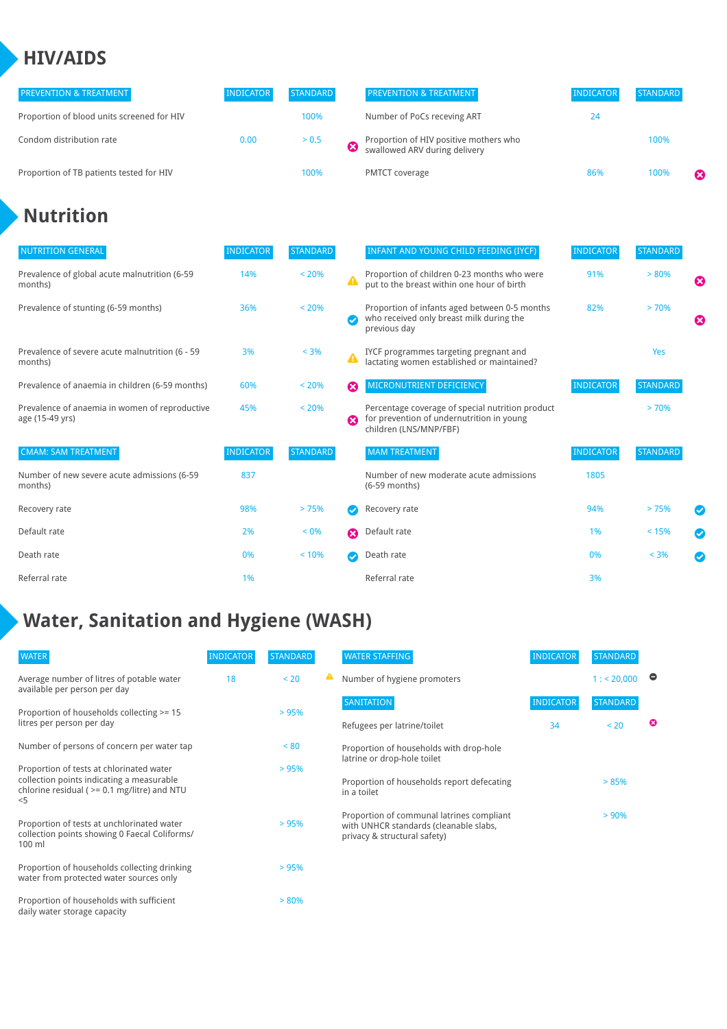# HIV/AIDS

| PREVENTION & TREATMENT | INDICATOR | STANDARD | |
|---|---|---|---|
| Proportion of blood units screened for HIV | | 100% | |
| Condom distribution rate | 0.00 | > 0.5 | ✖ |
| Proportion of TB patients tested for HIV | | 100% | |

| PREVENTION & TREATMENT | INDICATOR | STANDARD | |
|---|---|---|---|
| Number of PoCs receving ART | 24 | | |
| Proportion of HIV positive mothers who swallowed ARV during delivery | | 100% | |
| PMTCT coverage | 86% | 100% | ✖ |

# Nutrition

| NUTRITION GENERAL | INDICATOR | STANDARD | |
|---|---|---|---|
| Prevalence of global acute malnutrition (6-59 months) | 14% | < 20% | ⚠ |
| Prevalence of stunting (6-59 months) | 36% | < 20% | ✔ |
| Prevalence of severe acute malnutrition (6 - 59 months) | 3% | < 3% | ⚠ |
| Prevalence of anaemia in children (6-59 months) | 60% | < 20% | ✖ |
| Prevalence of anaemia in women of reproductive age (15-49 yrs) | 45% | < 20% | ✖ |

| INFANT AND YOUNG CHILD FEEDING (IYCF) | INDICATOR | STANDARD | |
|---|---|---|---|
| Proportion of children 0-23 months who were put to the breast within one hour of birth | 91% | > 80% | ✖ |
| Proportion of infants aged between 0-5 months who received only breast milk during the previous day | 82% | > 70% | ✖ |
| IYCF programmes targeting pregnant and lactating women established or maintained? | | Yes | |

| MICRONUTRIENT DEFICIENCY | INDICATOR | STANDARD |
|---|---|---|
| Percentage coverage of special nutrition product for prevention of undernutrition in young children (LNS/MNP/FBF) | | > 70% |

| CMAM: SAM TREATMENT | INDICATOR | STANDARD | |
|---|---|---|---|
| Number of new severe acute admissions (6-59 months) | 837 | | |
| Recovery rate | 98% | > 75% | ✔ |
| Default rate | 2% | < 0% | ✖ |
| Death rate | 0% | < 10% | ✔ |
| Referral rate | 1% | | |

| MAM TREATMENT | INDICATOR | STANDARD | |
|---|---|---|---|
| Number of new moderate acute admissions (6-59 months) | 1805 | | |
| Recovery rate | 94% | > 75% | ✔ |
| Default rate | 1% | < 15% | ✔ |
| Death rate | 0% | < 3% | ✔ |
| Referral rate | 3% | | |

# Water, Sanitation and Hygiene (WASH)

| WATER | INDICATOR | STANDARD | |
|---|---|---|---|
| Average number of litres of potable water available per person per day | 18 | < 20 | ⚠ |
| Proportion of households collecting >= 15 litres per person per day | | > 95% | |
| Number of persons of concern per water tap | | < 80 | |
| Proportion of tests at chlorinated water collection points indicating a measurable chlorine residual ( >= 0.1 mg/litre) and NTU <5 | | > 95% | |
| Proportion of tests at unchlorinated water collection points showing 0 Faecal Coliforms/ 100 ml | | > 95% | |
| Proportion of households collecting drinking water from protected water sources only | | > 95% | |
| Proportion of households with sufficient daily water storage capacity | | > 80% | |

| WATER STAFFING | INDICATOR | STANDARD | |
|---|---|---|---|
| Number of hygiene promoters | | 1 : < 20,000 | ● |

| SANITATION | INDICATOR | STANDARD | |
|---|---|---|---|
| Refugees per latrine/toilet | 34 | < 20 | ✖ |
| Proportion of households with drop-hole latrine or drop-hole toilet | | | |
| Proportion of households report defecating in a toilet | | > 85% | |
| Proportion of communal latrines compliant with UNHCR standards (cleanable slabs, privacy & structural safety) | | > 90% | |